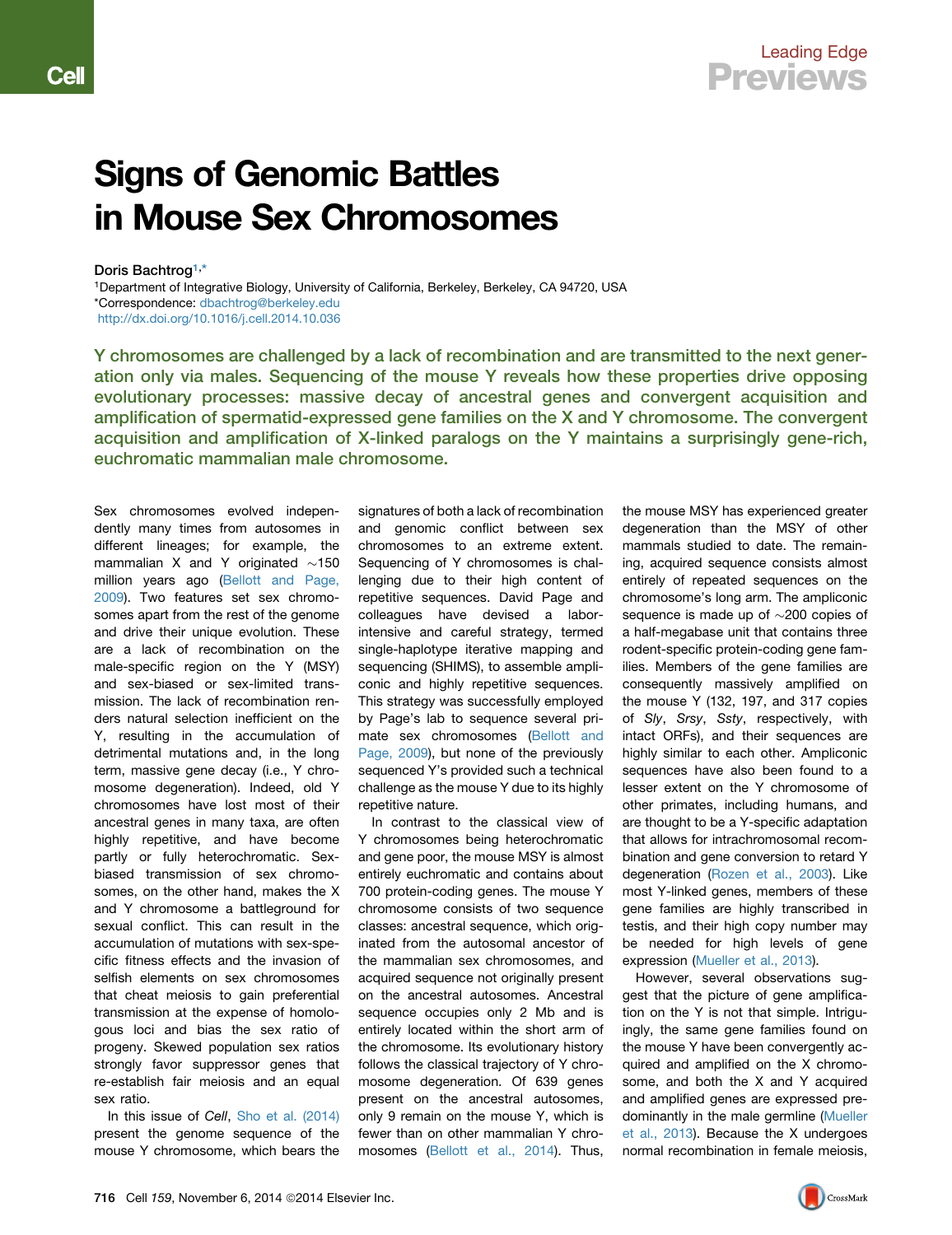# Signs of Genomic Battles in Mouse Sex Chromosomes

Doris Bachtrog[1,*]

[1]Department of Integrative Biology, University of California, Berkeley, Berkeley, CA 94720, USA

*Correspondence: dbachtrog@berkeley.edu

http://dx.doi.org/10.1016/j.cell.2014.10.036

**Y chromosomes are challenged by a lack of recombination and are transmitted to the next generation only via males. Sequencing of the mouse Y reveals how these properties drive opposing evolutionary processes: massive decay of ancestral genes and convergent acquisition and amplification of spermatid-expressed gene families on the X and Y chromosome. The convergent acquisition and amplification of X-linked paralogs on the Y maintains a surprisingly gene-rich, euchromatic mammalian male chromosome.**

Sex chromosomes evolved independently many times from autosomes in different lineages; for example, the mammalian X and Y originated ~150 million years ago (Bellott and Page, 2009). Two features set sex chromosomes apart from the rest of the genome and drive their unique evolution. These are a lack of recombination on the male-specific region on the Y (MSY) and sex-biased or sex-limited transmission. The lack of recombination renders natural selection inefficient on the Y, resulting in the accumulation of detrimental mutations and, in the long term, massive gene decay (i.e., Y chromosome degeneration). Indeed, old Y chromosomes have lost most of their ancestral genes in many taxa, are often highly repetitive, and have become partly or fully heterochromatic. Sex-biased transmission of sex chromosomes, on the other hand, makes the X and Y chromosome a battleground for sexual conflict. This can result in the accumulation of mutations with sex-specific fitness effects and the invasion of selfish elements on sex chromosomes that cheat meiosis to gain preferential transmission at the expense of homologous loci and bias the sex ratio of progeny. Skewed population sex ratios strongly favor suppressor genes that re-establish fair meiosis and an equal sex ratio.

In this issue of *Cell*, Sho et al. (2014) present the genome sequence of the mouse Y chromosome, which bears the signatures of both a lack of recombination and genomic conflict between sex chromosomes to an extreme extent. Sequencing of Y chromosomes is challenging due to their high content of repetitive sequences. David Page and colleagues have devised a labor-intensive and careful strategy, termed single-haplotype iterative mapping and sequencing (SHIMS), to assemble ampliconic and highly repetitive sequences. This strategy was successfully employed by Page's lab to sequence several primate sex chromosomes (Bellott and Page, 2009), but none of the previously sequenced Y's provided such a technical challenge as the mouse Y due to its highly repetitive nature.

In contrast to the classical view of Y chromosomes being heterochromatic and gene poor, the mouse MSY is almost entirely euchromatic and contains about 700 protein-coding genes. The mouse Y chromosome consists of two sequence classes: ancestral sequence, which originated from the autosomal ancestor of the mammalian sex chromosomes, and acquired sequence not originally present on the ancestral autosomes. Ancestral sequence occupies only 2 Mb and is entirely located within the short arm of the chromosome. Its evolutionary history follows the classical trajectory of Y chromosome degeneration. Of 639 genes present on the ancestral autosomes, only 9 remain on the mouse Y, which is fewer than on other mammalian Y chromosomes (Bellott et al., 2014). Thus, the mouse MSY has experienced greater degeneration than the MSY of other mammals studied to date. The remaining, acquired sequence consists almost entirely of repeated sequences on the chromosome's long arm. The ampliconic sequence is made up of ~200 copies of a half-megabase unit that contains three rodent-specific protein-coding gene families. Members of the gene families are consequently massively amplified on the mouse Y (132, 197, and 317 copies of *Sly*, *Srsy*, *Ssty*, respectively, with intact ORFs), and their sequences are highly similar to each other. Ampliconic sequences have also been found to a lesser extent on the Y chromosome of other primates, including humans, and are thought to be a Y-specific adaptation that allows for intrachromosomal recombination and gene conversion to retard Y degeneration (Rozen et al., 2003). Like most Y-linked genes, members of these gene families are highly transcribed in testis, and their high copy number may be needed for high levels of gene expression (Mueller et al., 2013).

However, several observations suggest that the picture of gene amplification on the Y is not that simple. Intriguingly, the same gene families found on the mouse Y have been convergently acquired and amplified on the X chromosome, and both the X and Y acquired and amplified genes are expressed predominantly in the male germline (Mueller et al., 2013). Because the X undergoes normal recombination in female meiosis,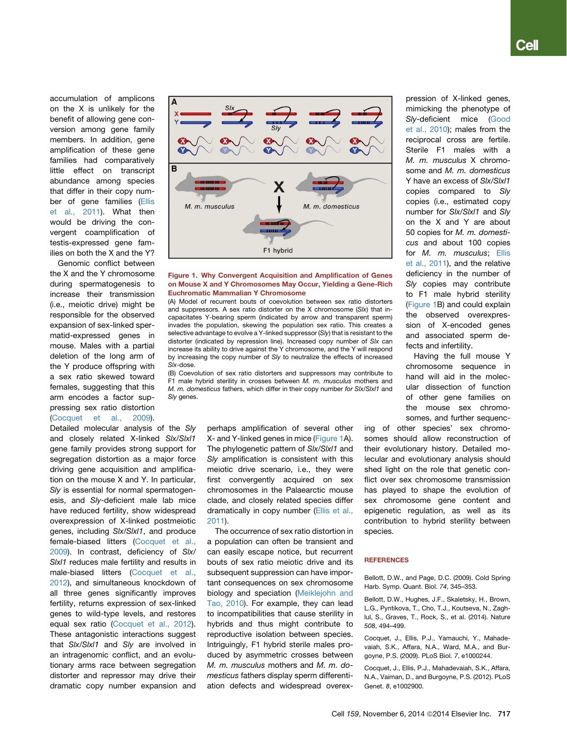accumulation of amplicons on the X is unlikely for the benefit of allowing gene conversion among gene family members. In addition, gene amplification of these gene families had comparatively little effect on transcript abundance among species that differ in their copy number of gene families (Ellis et al., 2011). What then would be driving the convergent coamplification of testis-expressed gene families on both the X and the Y?

Genomic conflict between the X and the Y chromosome during spermatogenesis to increase their transmission (i.e., meiotic drive) might be responsible for the observed expansion of sex-linked spermatid-expressed genes in mouse. Males with a partial deletion of the long arm of the Y produce offspring with a sex ratio skewed toward females, suggesting that this arm encodes a factor suppressing sex ratio distortion (Cocquet et al., 2009). Detailed molecular analysis of the *Sly* and closely related X-linked *Slx/Slxl1* gene family provides strong support for segregation distortion as a major force driving gene acquisition and amplification on the mouse X and Y. In particular, *Sly* is essential for normal spermatogenesis, and *Sly*-deficient male lab mice have reduced fertility, show widespread overexpression of X-linked postmeiotic genes, including *Slx/Slxl1*, and produce female-biased litters (Cocquet et al., 2009). In contrast, deficiency of *Slx/Slxl1* reduces male fertility and results in male-biased litters (Cocquet et al., 2012), and simultaneous knockdown of all three genes significantly improves fertility, returns expression of sex-linked genes to wild-type levels, and restores equal sex ratio (Cocquet et al., 2012). These antagonistic interactions suggest that *Slx/Slxl1* and *Sly* are involved in an intragenomic conflict, and an evolutionary arms race between segregation distorter and repressor may drive their dramatic copy number expansion and perhaps amplification of several other X- and Y-linked genes in mice (Figure 1A). The phylogenetic pattern of *Slx/Slxl1* and *Sly* amplification is consistent with this meiotic drive scenario, i.e., they were first convergently acquired on sex chromosomes in the Palaearctic mouse clade, and closely related species differ dramatically in copy number (Ellis et al., 2011).

**Figure 1. Why Convergent Acquisition and Amplification of Genes on Mouse X and Y Chromosomes May Occur, Yielding a Gene-Rich Euchromatic Mammalian Y Chromosome**

(A) Model of recurrent bouts of coevolution between sex ratio distorters and suppressors. A sex ratio distorter on the X chromosome (*Slx*) that incapacitates Y-bearing sperm (indicated by arrow and transparent sperm) invades the population, skewing the population sex ratio. This creates a selective advantage to evolve a Y-linked suppressor (*Sly*) that is resistant to the distorter (indicated by repression line). Increased copy number of *Slx* can increase its ability to drive against the Y chromosome, and the Y will respond by increasing the copy number of *Sly* to neutralize the effects of increased *Slx*-dose.

(B) Coevolution of sex ratio distorters and suppressors may contribute to F1 male hybrid sterility in crosses between *M. m. musculus* mothers and *M. m. domesticus* fathers, which differ in their copy number *for Slx/Slxl1* and *Sly* genes.

The occurrence of sex ratio distortion in a population can often be transient and can easily escape notice, but recurrent bouts of sex ratio meiotic drive and its subsequent suppression can have important consequences on sex chromosome biology and speciation (Meiklejohn and Tao, 2010). For example, they can lead to incompatibilities that cause sterility in hybrids and thus might contribute to reproductive isolation between species. Intriguingly, F1 hybrid sterile males produced by asymmetric crosses between *M. m. musculus* mothers and *M. m. domesticus* fathers display sperm differentiation defects and widespread overexpression of X-linked genes, mimicking the phenotype of *Sly*-deficient mice (Good et al., 2010); males from the reciprocal cross are fertile. Sterile F1 males with a *M. m. musculus* X chromosome and *M. m. domesticus* Y have an excess of *Slx/Slxl1* copies compared to *Sly* copies (i.e., estimated copy number for *Slx/Slxl1* and *Sly* on the X and Y are about 50 copies for *M. m. domesticus* and about 100 copies for *M. m. musculus*; Ellis et al., 2011), and the relative deficiency in the number of *Sly* copies may contribute to F1 male hybrid sterility (Figure 1B) and could explain the observed overexpression of X-encoded genes and associated sperm defects and infertility.

Having the full mouse Y chromosome sequence in hand will aid in the molecular dissection of function of other gene families on the mouse sex chromosomes, and further sequencing of other species' sex chromosomes should allow reconstruction of their evolutionary history. Detailed molecular and evolutionary analysis should shed light on the role that genetic conflict over sex chromosome transmission has played to shape the evolution of sex chromosome gene content and epigenetic regulation, as well as its contribution to hybrid sterility between species.

## REFERENCES

Bellott, D.W., and Page, D.C. (2009). Cold Spring Harb. Symp. Quant. Biol. *74*, 345–353.

Bellott, D.W., Hughes, J.F., Skaletsky, H., Brown, L.G., Pyntikova, T., Cho, T.J., Koutseva, N., Zaghlul, S., Graves, T., Rock, S., et al. (2014). Nature *508*, 494–499.

Cocquet, J., Ellis, P.J., Yamauchi, Y., Mahadevaiah, S.K., Affara, N.A., Ward, M.A., and Burgoyne, P.S. (2009). PLoS Biol. *7*, e1000244.

Cocquet, J., Ellis, P.J., Mahadevaiah, S.K., Affara, N.A., Vaiman, D., and Burgoyne, P.S. (2012). PLoS Genet. *8*, e1002900.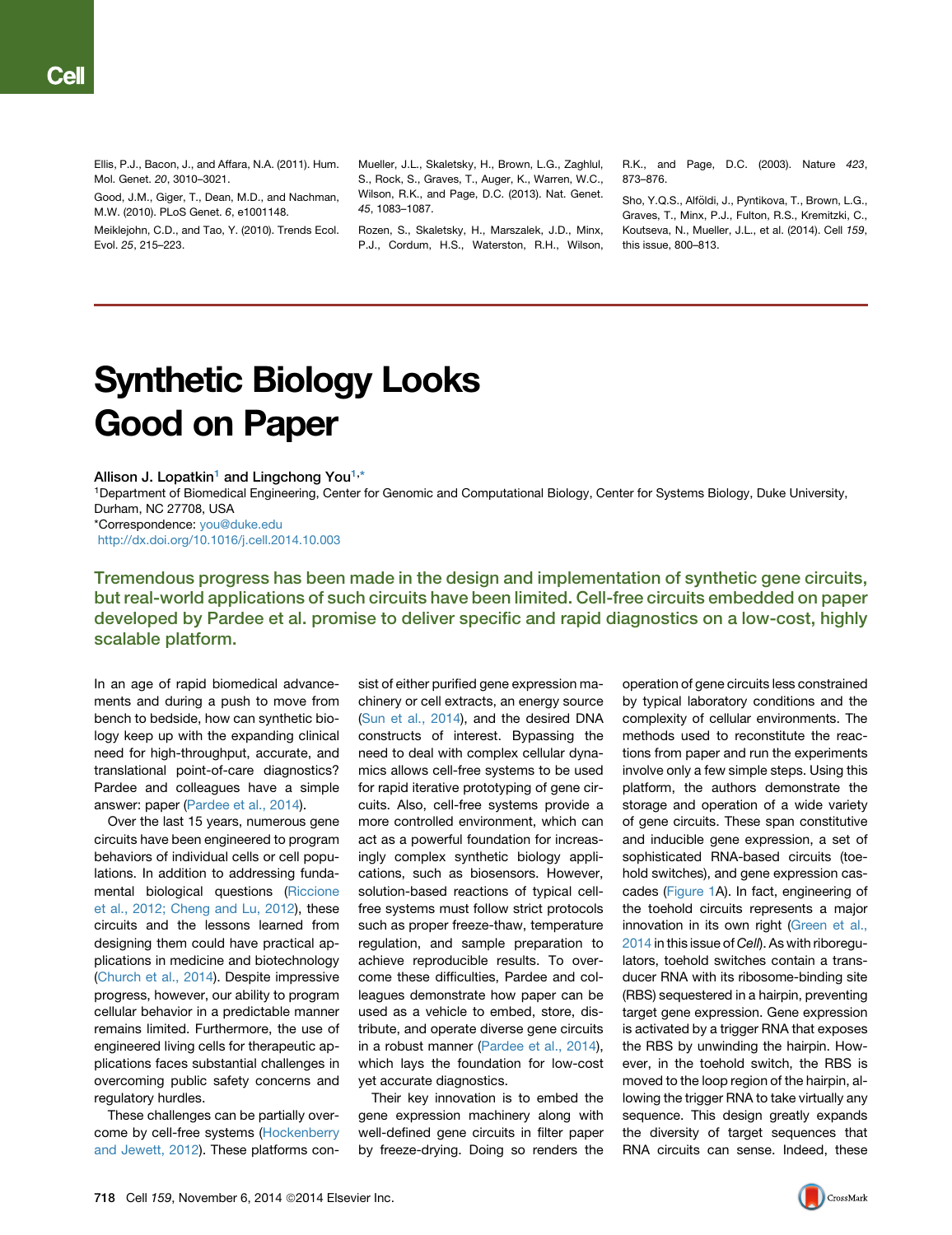Ellis, P.J., Bacon, J., and Affara, N.A. (2011). Hum. Mol. Genet. *20*, 3010–3021.

Good, J.M., Giger, T., Dean, M.D., and Nachman, M.W. (2010). PLoS Genet. *6*, e1001148.

Meiklejohn, C.D., and Tao, Y. (2010). Trends Ecol. Evol. *25*, 215–223.

Mueller, J.L., Skaletsky, H., Brown, L.G., Zaghlul, S., Rock, S., Graves, T., Auger, K., Warren, W.C., Wilson, R.K., and Page, D.C. (2013). Nat. Genet. *45*, 1083–1087.

Rozen, S., Skaletsky, H., Marszalek, J.D., Minx, P.J., Cordum, H.S., Waterston, R.H., Wilson, R.K., and Page, D.C. (2003). Nature *423*, 873–876.

Sho, Y.Q.S., Alföldi, J., Pyntikova, T., Brown, L.G., Graves, T., Minx, P.J., Fulton, R.S., Kremitzki, C., Koutseva, N., Mueller, J.L., et al. (2014). Cell *159*, this issue, 800–813.

# Synthetic Biology Looks Good on Paper

**Allison J. Lopatkin[1] and Lingchong You[1,*]**

[1]Department of Biomedical Engineering, Center for Genomic and Computational Biology, Center for Systems Biology, Duke University, Durham, NC 27708, USA

*Correspondence: you@duke.edu

http://dx.doi.org/10.1016/j.cell.2014.10.003

**Tremendous progress has been made in the design and implementation of synthetic gene circuits, but real-world applications of such circuits have been limited. Cell-free circuits embedded on paper developed by Pardee et al. promise to deliver specific and rapid diagnostics on a low-cost, highly scalable platform.**

In an age of rapid biomedical advancements and during a push to move from bench to bedside, how can synthetic biology keep up with the expanding clinical need for high-throughput, accurate, and translational point-of-care diagnostics? Pardee and colleagues have a simple answer: paper (Pardee et al., 2014).

Over the last 15 years, numerous gene circuits have been engineered to program behaviors of individual cells or cell populations. In addition to addressing fundamental biological questions (Riccione et al., 2012; Cheng and Lu, 2012), these circuits and the lessons learned from designing them could have practical applications in medicine and biotechnology (Church et al., 2014). Despite impressive progress, however, our ability to program cellular behavior in a predictable manner remains limited. Furthermore, the use of engineered living cells for therapeutic applications faces substantial challenges in overcoming public safety concerns and regulatory hurdles.

These challenges can be partially overcome by cell-free systems (Hockenberry and Jewett, 2012). These platforms consist of either purified gene expression machinery or cell extracts, an energy source (Sun et al., 2014), and the desired DNA constructs of interest. Bypassing the need to deal with complex cellular dynamics allows cell-free systems to be used for rapid iterative prototyping of gene circuits. Also, cell-free systems provide a more controlled environment, which can act as a powerful foundation for increasingly complex synthetic biology applications, such as biosensors. However, solution-based reactions of typical cell-free systems must follow strict protocols such as proper freeze-thaw, temperature regulation, and sample preparation to achieve reproducible results. To overcome these difficulties, Pardee and colleagues demonstrate how paper can be used as a vehicle to embed, store, distribute, and operate diverse gene circuits in a robust manner (Pardee et al., 2014), which lays the foundation for low-cost yet accurate diagnostics.

Their key innovation is to embed the gene expression machinery along with well-defined gene circuits in filter paper by freeze-drying. Doing so renders the operation of gene circuits less constrained by typical laboratory conditions and the complexity of cellular environments. The methods used to reconstitute the reactions from paper and run the experiments involve only a few simple steps. Using this platform, the authors demonstrate the storage and operation of a wide variety of gene circuits. These span constitutive and inducible gene expression, a set of sophisticated RNA-based circuits (toehold switches), and gene expression cascades (Figure 1A). In fact, engineering of the toehold circuits represents a major innovation in its own right (Green et al., 2014 in this issue of *Cell*). As with riboregulators, toehold switches contain a transducer RNA with its ribosome-binding site (RBS) sequestered in a hairpin, preventing target gene expression. Gene expression is activated by a trigger RNA that exposes the RBS by unwinding the hairpin. However, in the toehold switch, the RBS is moved to the loop region of the hairpin, allowing the trigger RNA to take virtually any sequence. This design greatly expands the diversity of target sequences that RNA circuits can sense. Indeed, these